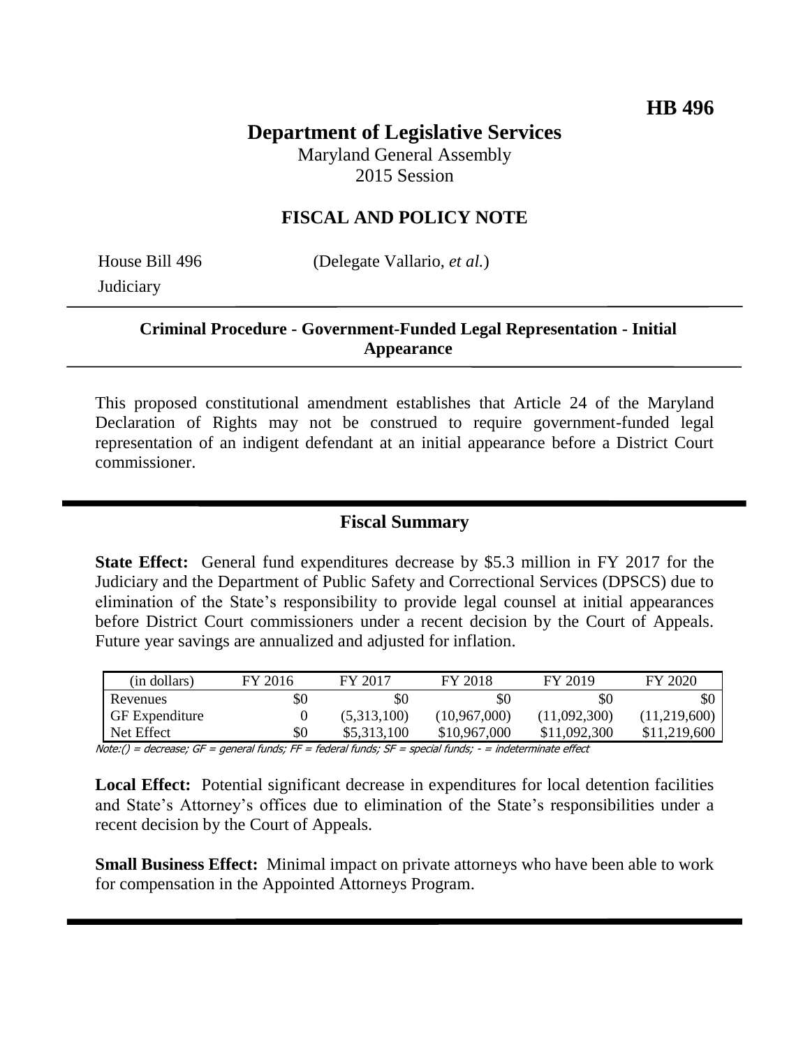**HB 496**

# Department of Legislative Services

Maryland General Assembly
2015 Session

## FISCAL AND POLICY NOTE

House Bill 496 (Delegate Vallario, *et al.*)
Judiciary

**Criminal Procedure - Government-Funded Legal Representation - Initial Appearance**

This proposed constitutional amendment establishes that Article 24 of the Maryland Declaration of Rights may not be construed to require government-funded legal representation of an indigent defendant at an initial appearance before a District Court commissioner.

## Fiscal Summary

**State Effect:** General fund expenditures decrease by $5.3 million in FY 2017 for the Judiciary and the Department of Public Safety and Correctional Services (DPSCS) due to elimination of the State's responsibility to provide legal counsel at initial appearances before District Court commissioners under a recent decision by the Court of Appeals. Future year savings are annualized and adjusted for inflation.

| (in dollars) | FY 2016 | FY 2017 | FY 2018 | FY 2019 | FY 2020 |
|---|---|---|---|---|---|
| Revenues | $0 | $0 | $0 | $0 | $0 |
| GF Expenditure | 0 | (5,313,100) | (10,967,000) | (11,092,300) | (11,219,600) |
| Net Effect | $0 | $5,313,100 | $10,967,000 | $11,092,300 | $11,219,600 |

Note:() = decrease; GF = general funds; FF = federal funds; SF = special funds; - = indeterminate effect

**Local Effect:** Potential significant decrease in expenditures for local detention facilities and State's Attorney's offices due to elimination of the State's responsibilities under a recent decision by the Court of Appeals.

**Small Business Effect:** Minimal impact on private attorneys who have been able to work for compensation in the Appointed Attorneys Program.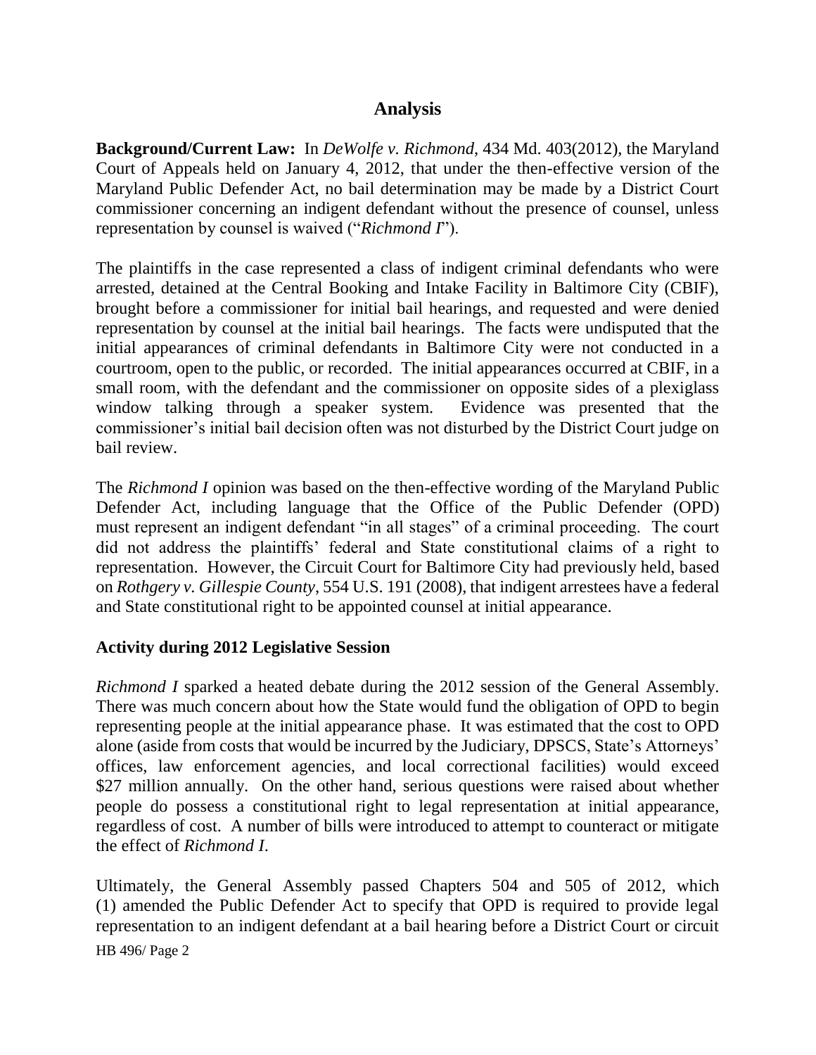## Analysis

**Background/Current Law:** In *DeWolfe v. Richmond*, 434 Md. 403(2012), the Maryland Court of Appeals held on January 4, 2012, that under the then-effective version of the Maryland Public Defender Act, no bail determination may be made by a District Court commissioner concerning an indigent defendant without the presence of counsel, unless representation by counsel is waived ("*Richmond I*").

The plaintiffs in the case represented a class of indigent criminal defendants who were arrested, detained at the Central Booking and Intake Facility in Baltimore City (CBIF), brought before a commissioner for initial bail hearings, and requested and were denied representation by counsel at the initial bail hearings. The facts were undisputed that the initial appearances of criminal defendants in Baltimore City were not conducted in a courtroom, open to the public, or recorded. The initial appearances occurred at CBIF, in a small room, with the defendant and the commissioner on opposite sides of a plexiglass window talking through a speaker system. Evidence was presented that the commissioner's initial bail decision often was not disturbed by the District Court judge on bail review.

The *Richmond I* opinion was based on the then-effective wording of the Maryland Public Defender Act, including language that the Office of the Public Defender (OPD) must represent an indigent defendant "in all stages" of a criminal proceeding. The court did not address the plaintiffs' federal and State constitutional claims of a right to representation. However, the Circuit Court for Baltimore City had previously held, based on *Rothgery v. Gillespie County*, 554 U.S. 191 (2008), that indigent arrestees have a federal and State constitutional right to be appointed counsel at initial appearance.

### Activity during 2012 Legislative Session

*Richmond I* sparked a heated debate during the 2012 session of the General Assembly. There was much concern about how the State would fund the obligation of OPD to begin representing people at the initial appearance phase. It was estimated that the cost to OPD alone (aside from costs that would be incurred by the Judiciary, DPSCS, State's Attorneys' offices, law enforcement agencies, and local correctional facilities) would exceed \$27 million annually. On the other hand, serious questions were raised about whether people do possess a constitutional right to legal representation at initial appearance, regardless of cost. A number of bills were introduced to attempt to counteract or mitigate the effect of *Richmond I*.

Ultimately, the General Assembly passed Chapters 504 and 505 of 2012, which (1) amended the Public Defender Act to specify that OPD is required to provide legal representation to an indigent defendant at a bail hearing before a District Court or circuit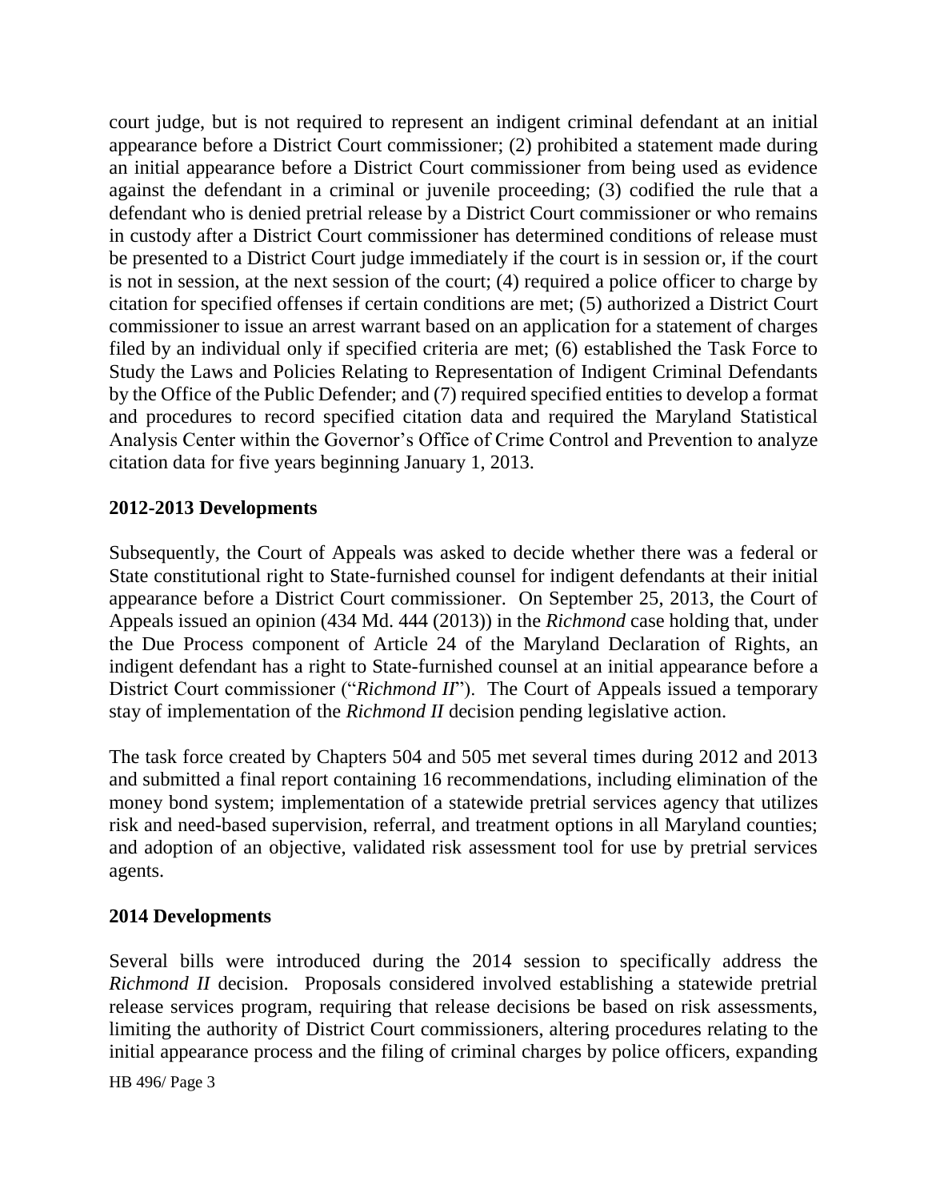court judge, but is not required to represent an indigent criminal defendant at an initial appearance before a District Court commissioner; (2) prohibited a statement made during an initial appearance before a District Court commissioner from being used as evidence against the defendant in a criminal or juvenile proceeding; (3) codified the rule that a defendant who is denied pretrial release by a District Court commissioner or who remains in custody after a District Court commissioner has determined conditions of release must be presented to a District Court judge immediately if the court is in session or, if the court is not in session, at the next session of the court; (4) required a police officer to charge by citation for specified offenses if certain conditions are met; (5) authorized a District Court commissioner to issue an arrest warrant based on an application for a statement of charges filed by an individual only if specified criteria are met; (6) established the Task Force to Study the Laws and Policies Relating to Representation of Indigent Criminal Defendants by the Office of the Public Defender; and (7) required specified entities to develop a format and procedures to record specified citation data and required the Maryland Statistical Analysis Center within the Governor's Office of Crime Control and Prevention to analyze citation data for five years beginning January 1, 2013.

**2012-2013 Developments**

Subsequently, the Court of Appeals was asked to decide whether there was a federal or State constitutional right to State-furnished counsel for indigent defendants at their initial appearance before a District Court commissioner. On September 25, 2013, the Court of Appeals issued an opinion (434 Md. 444 (2013)) in the *Richmond* case holding that, under the Due Process component of Article 24 of the Maryland Declaration of Rights, an indigent defendant has a right to State-furnished counsel at an initial appearance before a District Court commissioner ("*Richmond II*"). The Court of Appeals issued a temporary stay of implementation of the *Richmond II* decision pending legislative action.

The task force created by Chapters 504 and 505 met several times during 2012 and 2013 and submitted a final report containing 16 recommendations, including elimination of the money bond system; implementation of a statewide pretrial services agency that utilizes risk and need-based supervision, referral, and treatment options in all Maryland counties; and adoption of an objective, validated risk assessment tool for use by pretrial services agents.

**2014 Developments**

Several bills were introduced during the 2014 session to specifically address the *Richmond II* decision. Proposals considered involved establishing a statewide pretrial release services program, requiring that release decisions be based on risk assessments, limiting the authority of District Court commissioners, altering procedures relating to the initial appearance process and the filing of criminal charges by police officers, expanding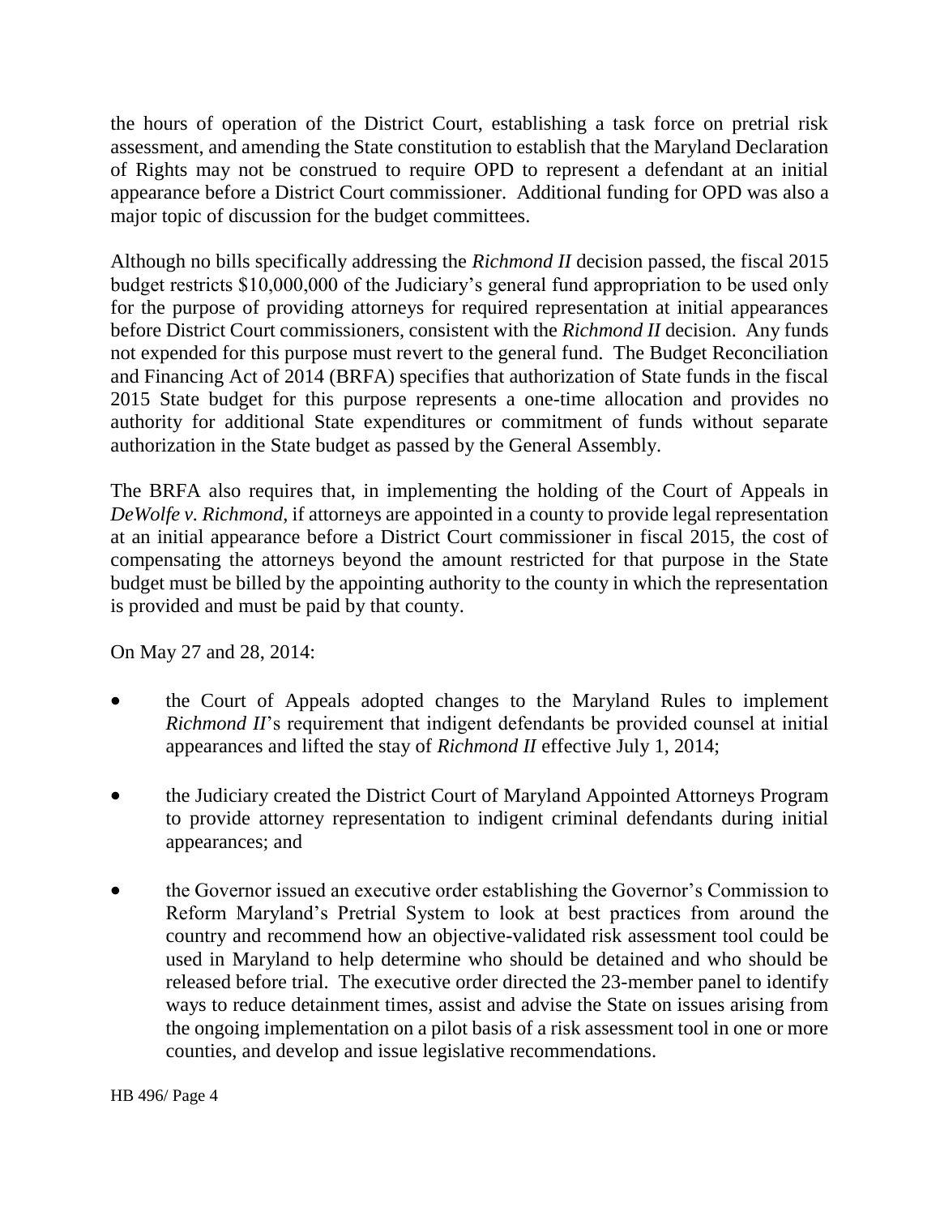the hours of operation of the District Court, establishing a task force on pretrial risk assessment, and amending the State constitution to establish that the Maryland Declaration of Rights may not be construed to require OPD to represent a defendant at an initial appearance before a District Court commissioner. Additional funding for OPD was also a major topic of discussion for the budget committees.

Although no bills specifically addressing the *Richmond II* decision passed, the fiscal 2015 budget restricts $10,000,000 of the Judiciary's general fund appropriation to be used only for the purpose of providing attorneys for required representation at initial appearances before District Court commissioners, consistent with the *Richmond II* decision. Any funds not expended for this purpose must revert to the general fund. The Budget Reconciliation and Financing Act of 2014 (BRFA) specifies that authorization of State funds in the fiscal 2015 State budget for this purpose represents a one-time allocation and provides no authority for additional State expenditures or commitment of funds without separate authorization in the State budget as passed by the General Assembly.

The BRFA also requires that, in implementing the holding of the Court of Appeals in *DeWolfe v. Richmond*, if attorneys are appointed in a county to provide legal representation at an initial appearance before a District Court commissioner in fiscal 2015, the cost of compensating the attorneys beyond the amount restricted for that purpose in the State budget must be billed by the appointing authority to the county in which the representation is provided and must be paid by that county.

On May 27 and 28, 2014:

- the Court of Appeals adopted changes to the Maryland Rules to implement *Richmond II*'s requirement that indigent defendants be provided counsel at initial appearances and lifted the stay of *Richmond II* effective July 1, 2014;
- the Judiciary created the District Court of Maryland Appointed Attorneys Program to provide attorney representation to indigent criminal defendants during initial appearances; and
- the Governor issued an executive order establishing the Governor's Commission to Reform Maryland's Pretrial System to look at best practices from around the country and recommend how an objective-validated risk assessment tool could be used in Maryland to help determine who should be detained and who should be released before trial. The executive order directed the 23-member panel to identify ways to reduce detainment times, assist and advise the State on issues arising from the ongoing implementation on a pilot basis of a risk assessment tool in one or more counties, and develop and issue legislative recommendations.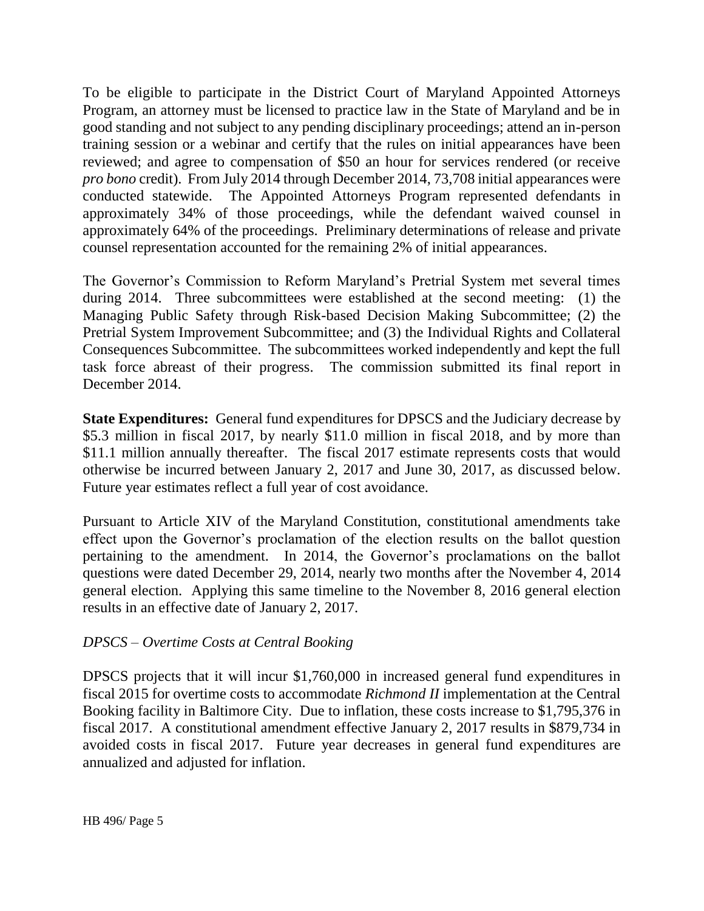To be eligible to participate in the District Court of Maryland Appointed Attorneys Program, an attorney must be licensed to practice law in the State of Maryland and be in good standing and not subject to any pending disciplinary proceedings; attend an in-person training session or a webinar and certify that the rules on initial appearances have been reviewed; and agree to compensation of $50 an hour for services rendered (or receive *pro bono* credit). From July 2014 through December 2014, 73,708 initial appearances were conducted statewide. The Appointed Attorneys Program represented defendants in approximately 34% of those proceedings, while the defendant waived counsel in approximately 64% of the proceedings. Preliminary determinations of release and private counsel representation accounted for the remaining 2% of initial appearances.

The Governor's Commission to Reform Maryland's Pretrial System met several times during 2014. Three subcommittees were established at the second meeting: (1) the Managing Public Safety through Risk-based Decision Making Subcommittee; (2) the Pretrial System Improvement Subcommittee; and (3) the Individual Rights and Collateral Consequences Subcommittee. The subcommittees worked independently and kept the full task force abreast of their progress. The commission submitted its final report in December 2014.

**State Expenditures:** General fund expenditures for DPSCS and the Judiciary decrease by $5.3 million in fiscal 2017, by nearly $11.0 million in fiscal 2018, and by more than $11.1 million annually thereafter. The fiscal 2017 estimate represents costs that would otherwise be incurred between January 2, 2017 and June 30, 2017, as discussed below. Future year estimates reflect a full year of cost avoidance.

Pursuant to Article XIV of the Maryland Constitution, constitutional amendments take effect upon the Governor's proclamation of the election results on the ballot question pertaining to the amendment. In 2014, the Governor's proclamations on the ballot questions were dated December 29, 2014, nearly two months after the November 4, 2014 general election. Applying this same timeline to the November 8, 2016 general election results in an effective date of January 2, 2017.

*DPSCS – Overtime Costs at Central Booking*

DPSCS projects that it will incur $1,760,000 in increased general fund expenditures in fiscal 2015 for overtime costs to accommodate *Richmond II* implementation at the Central Booking facility in Baltimore City. Due to inflation, these costs increase to $1,795,376 in fiscal 2017. A constitutional amendment effective January 2, 2017 results in $879,734 in avoided costs in fiscal 2017. Future year decreases in general fund expenditures are annualized and adjusted for inflation.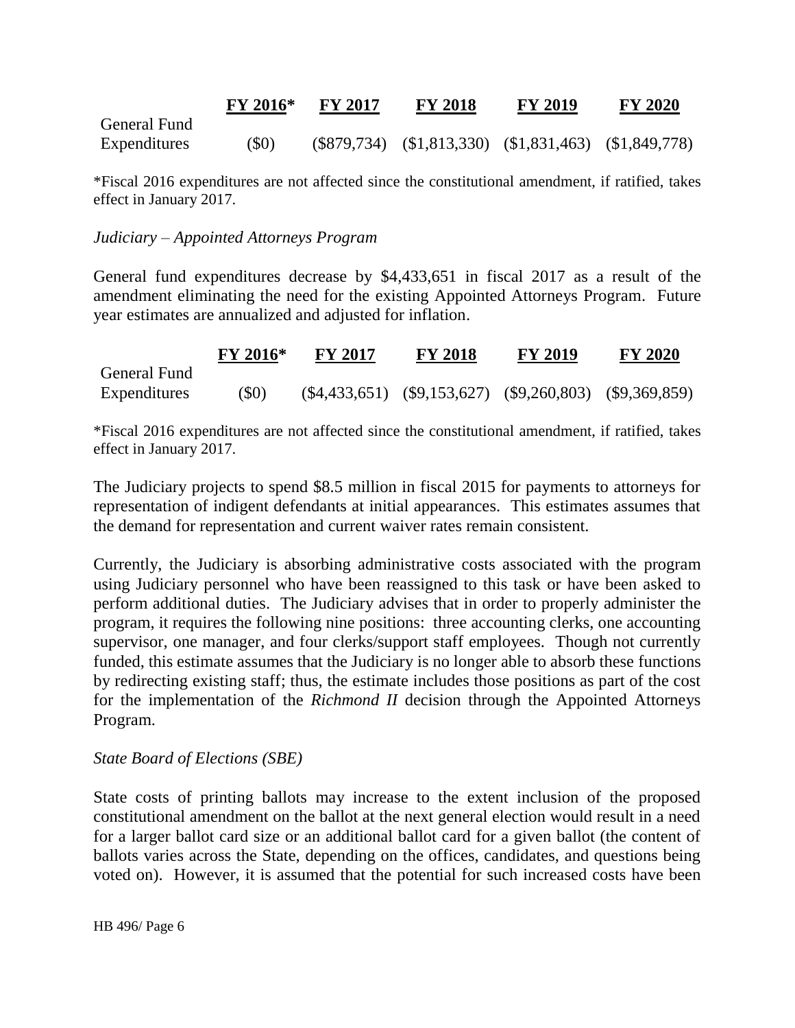| | FY 2016* | FY 2017 | FY 2018 | FY 2019 | FY 2020 |
|---|---|---|---|---|---|
| General Fund Expenditures | ($0) | ($879,734) | ($1,813,330) | ($1,831,463) | ($1,849,778) |

*Fiscal 2016 expenditures are not affected since the constitutional amendment, if ratified, takes effect in January 2017.

*Judiciary – Appointed Attorneys Program*

General fund expenditures decrease by $4,433,651 in fiscal 2017 as a result of the amendment eliminating the need for the existing Appointed Attorneys Program. Future year estimates are annualized and adjusted for inflation.

| | FY 2016* | FY 2017 | FY 2018 | FY 2019 | FY 2020 |
|---|---|---|---|---|---|
| General Fund Expenditures | ($0) | ($4,433,651) | ($9,153,627) | ($9,260,803) | ($9,369,859) |

*Fiscal 2016 expenditures are not affected since the constitutional amendment, if ratified, takes effect in January 2017.

The Judiciary projects to spend $8.5 million in fiscal 2015 for payments to attorneys for representation of indigent defendants at initial appearances. This estimates assumes that the demand for representation and current waiver rates remain consistent.

Currently, the Judiciary is absorbing administrative costs associated with the program using Judiciary personnel who have been reassigned to this task or have been asked to perform additional duties. The Judiciary advises that in order to properly administer the program, it requires the following nine positions: three accounting clerks, one accounting supervisor, one manager, and four clerks/support staff employees. Though not currently funded, this estimate assumes that the Judiciary is no longer able to absorb these functions by redirecting existing staff; thus, the estimate includes those positions as part of the cost for the implementation of the *Richmond II* decision through the Appointed Attorneys Program.

*State Board of Elections (SBE)*

State costs of printing ballots may increase to the extent inclusion of the proposed constitutional amendment on the ballot at the next general election would result in a need for a larger ballot card size or an additional ballot card for a given ballot (the content of ballots varies across the State, depending on the offices, candidates, and questions being voted on). However, it is assumed that the potential for such increased costs have been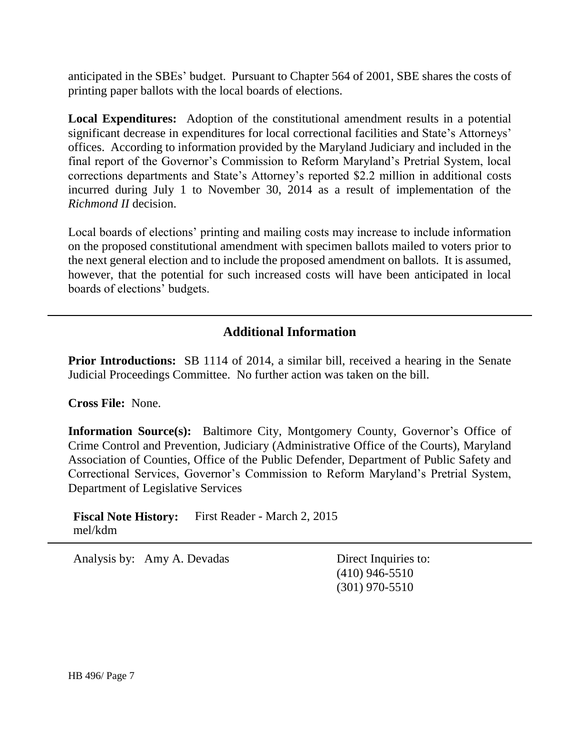anticipated in the SBEs' budget. Pursuant to Chapter 564 of 2001, SBE shares the costs of printing paper ballots with the local boards of elections.

**Local Expenditures:** Adoption of the constitutional amendment results in a potential significant decrease in expenditures for local correctional facilities and State's Attorneys' offices. According to information provided by the Maryland Judiciary and included in the final report of the Governor's Commission to Reform Maryland's Pretrial System, local corrections departments and State's Attorney's reported $2.2 million in additional costs incurred during July 1 to November 30, 2014 as a result of implementation of the *Richmond II* decision.

Local boards of elections' printing and mailing costs may increase to include information on the proposed constitutional amendment with specimen ballots mailed to voters prior to the next general election and to include the proposed amendment on ballots. It is assumed, however, that the potential for such increased costs will have been anticipated in local boards of elections' budgets.

---

## Additional Information

**Prior Introductions:** SB 1114 of 2014, a similar bill, received a hearing in the Senate Judicial Proceedings Committee. No further action was taken on the bill.

**Cross File:** None.

**Information Source(s):** Baltimore City, Montgomery County, Governor's Office of Crime Control and Prevention, Judiciary (Administrative Office of the Courts), Maryland Association of Counties, Office of the Public Defender, Department of Public Safety and Correctional Services, Governor's Commission to Reform Maryland's Pretrial System, Department of Legislative Services

**Fiscal Note History:** First Reader - March 2, 2015
mel/kdm

---

Analysis by: Amy A. Devadas

Direct Inquiries to:
(410) 946-5510
(301) 970-5510